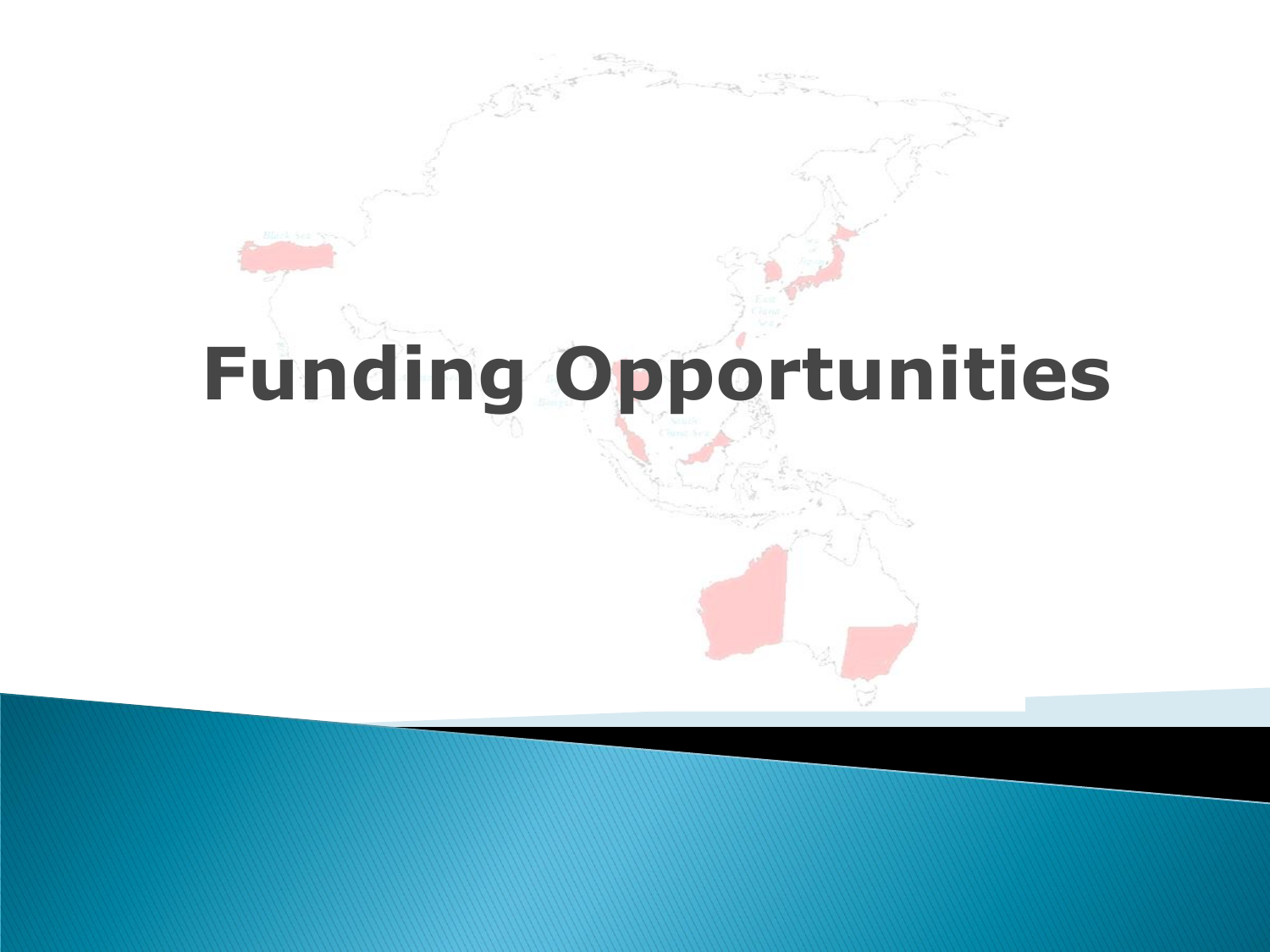# Funding Opportunities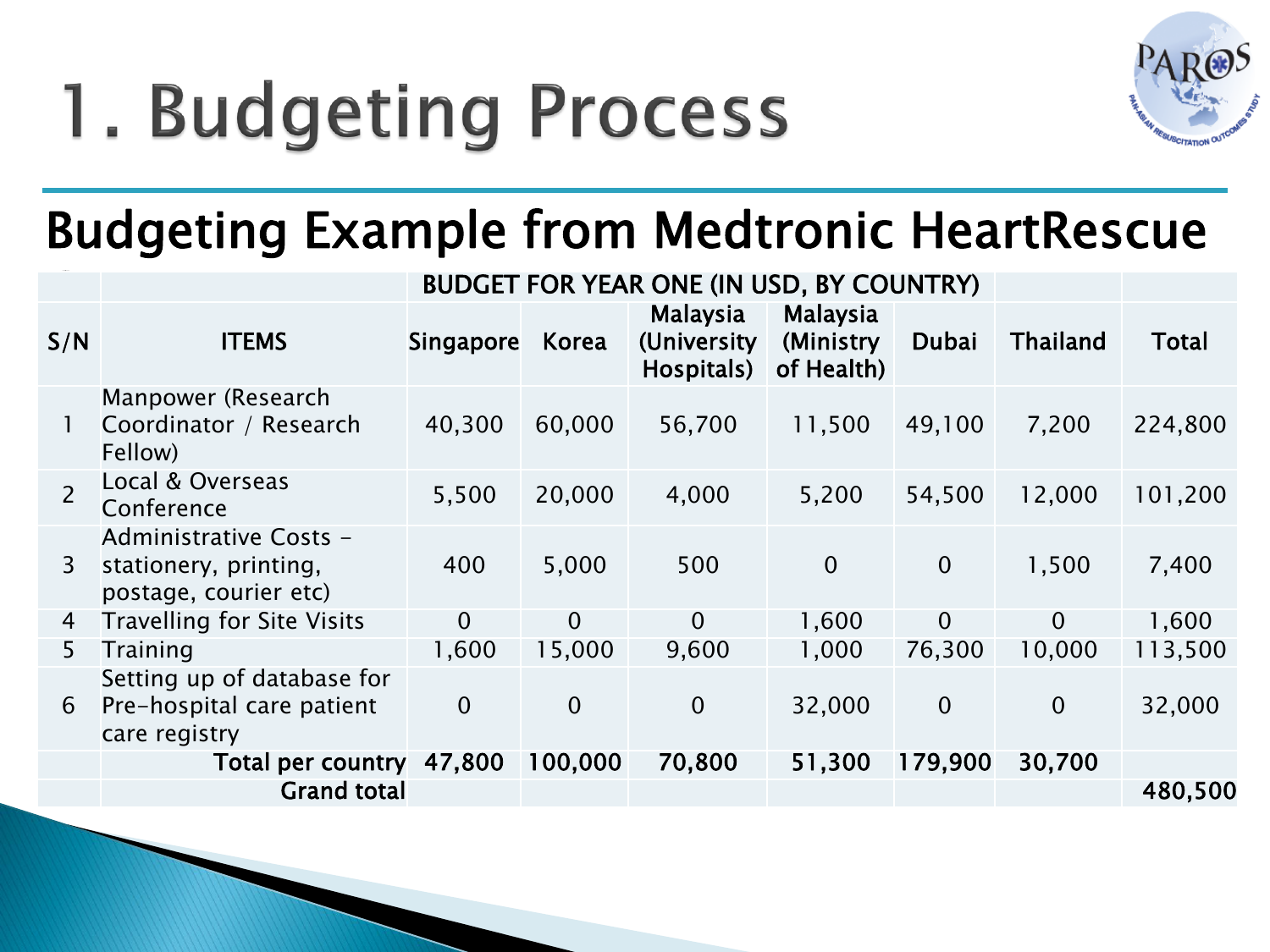# 1. Budgeting Process

## Budgeting Example from Medtronic HeartRescue

| | BUDGET FOR YEAR ONE (IN USD, BY COUNTRY) | | | | | | | |
|---|---|---|---|---|---|---|---|---|
| S/N | ITEMS | Singapore | Korea | Malaysia (University Hospitals) | Malaysia (Ministry of Health) | Dubai | Thailand | Total |
| 1 | Manpower (Research Coordinator / Research Fellow) | 40,300 | 60,000 | 56,700 | 11,500 | 49,100 | 7,200 | 224,800 |
| 2 | Local & Overseas Conference | 5,500 | 20,000 | 4,000 | 5,200 | 54,500 | 12,000 | 101,200 |
| 3 | Administrative Costs - stationery, printing, postage, courier etc) | 400 | 5,000 | 500 | 0 | 0 | 1,500 | 7,400 |
| 4 | Travelling for Site Visits | 0 | 0 | 0 | 1,600 | 0 | 0 | 1,600 |
| 5 | Training | 1,600 | 15,000 | 9,600 | 1,000 | 76,300 | 10,000 | 113,500 |
| 6 | Setting up of database for Pre-hospital care patient care registry | 0 | 0 | 0 | 32,000 | 0 | 0 | 32,000 |
| | **Total per country** | **47,800** | **100,000** | **70,800** | **51,300** | **179,900** | **30,700** | |
| | **Grand total** | | | | | | | **480,500** |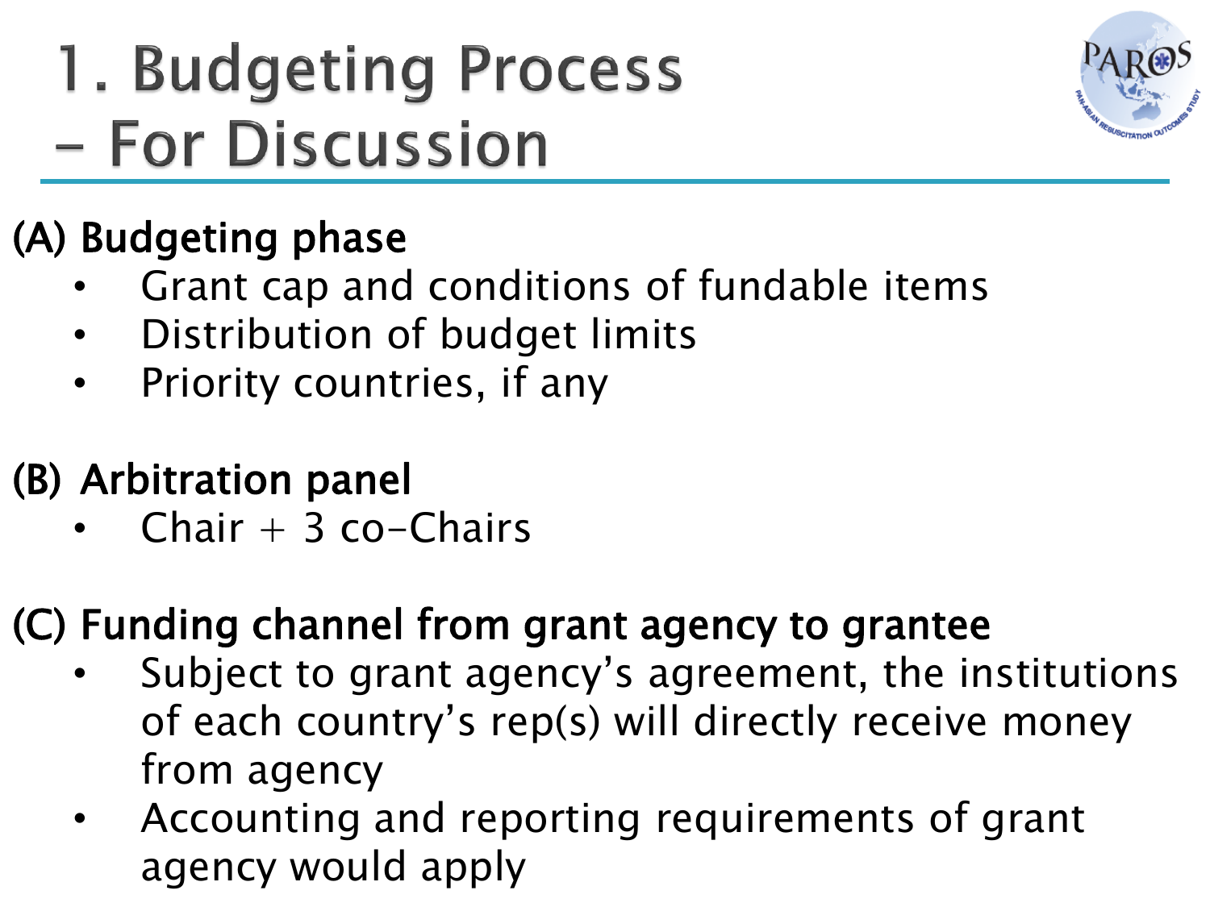# 1. Budgeting Process – For Discussion

## (A) Budgeting phase

- Grant cap and conditions of fundable items
- Distribution of budget limits
- Priority countries, if any

## (B) Arbitration panel

- Chair + 3 co-Chairs

## (C) Funding channel from grant agency to grantee

- Subject to grant agency's agreement, the institutions of each country's rep(s) will directly receive money from agency
- Accounting and reporting requirements of grant agency would apply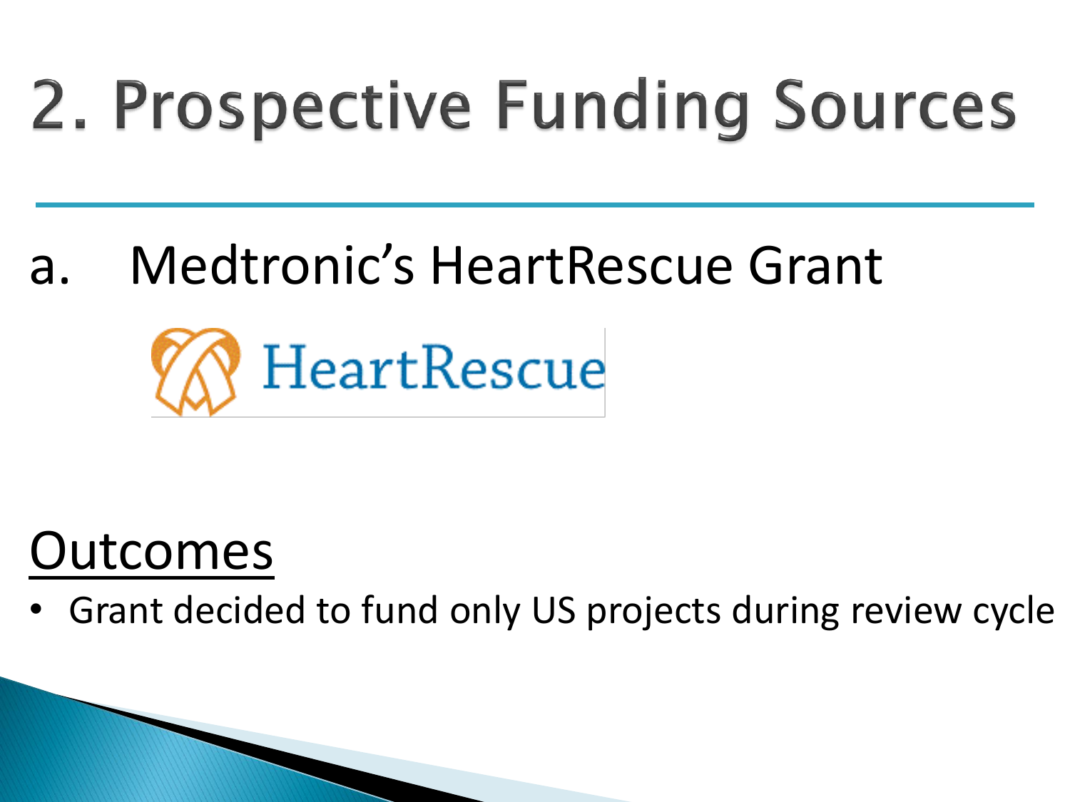# 2. Prospective Funding Sources

a. Medtronic's HeartRescue Grant

HeartRescue

## Outcomes

- Grant decided to fund only US projects during review cycle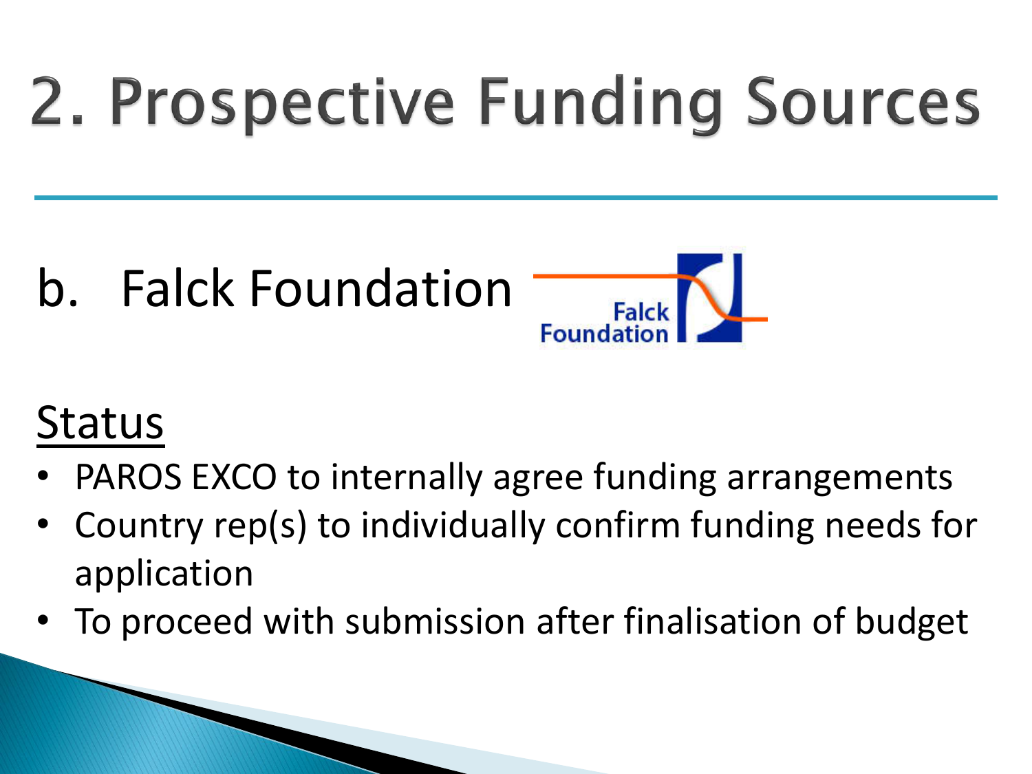# 2. Prospective Funding Sources

## b. Falck Foundation

Status

- PAROS EXCO to internally agree funding arrangements
- Country rep(s) to individually confirm funding needs for application
- To proceed with submission after finalisation of budget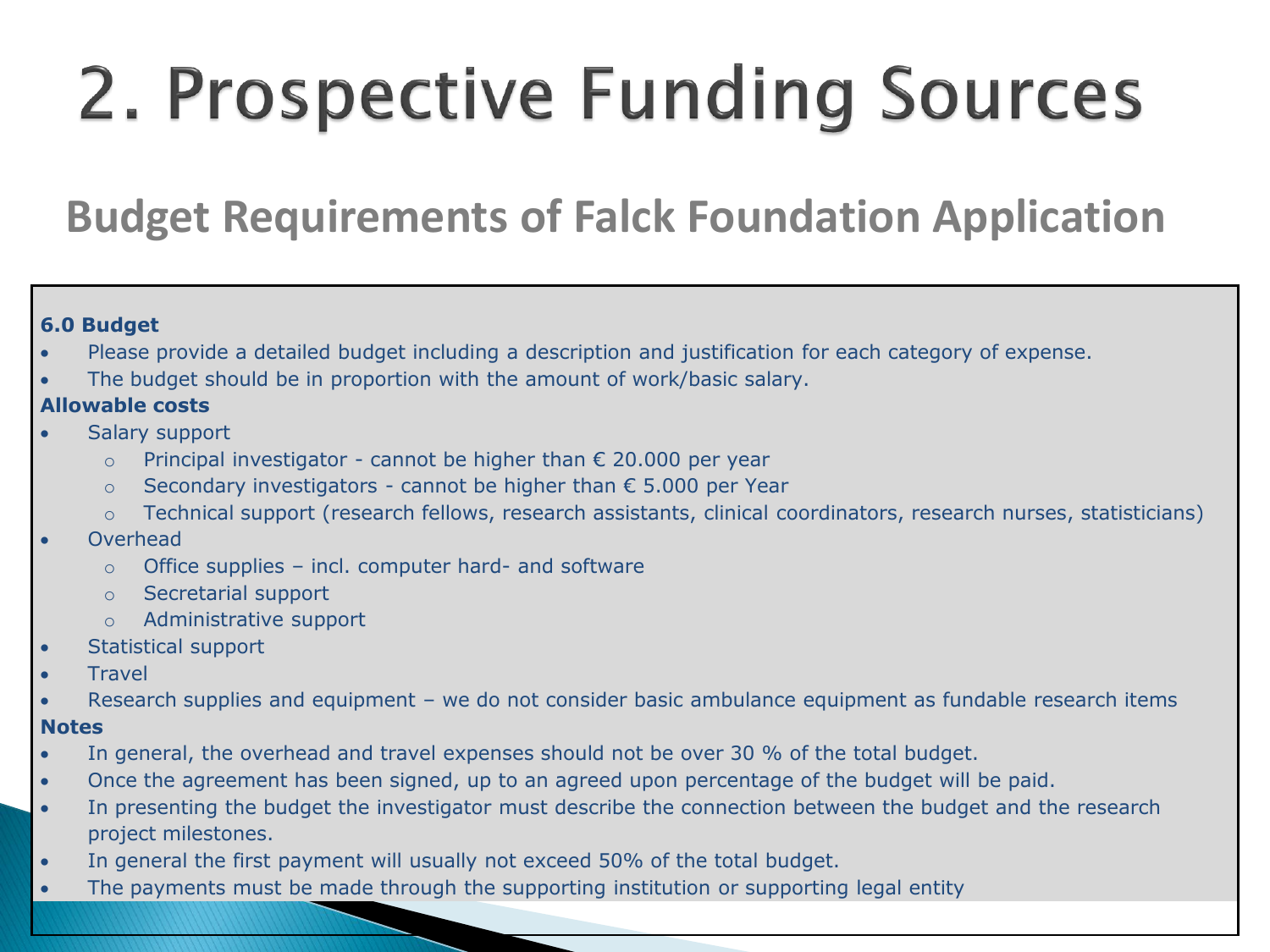# 2. Prospective Funding Sources

## Budget Requirements of Falck Foundation Application

**6.0 Budget**

- Please provide a detailed budget including a description and justification for each category of expense.
- The budget should be in proportion with the amount of work/basic salary.

**Allowable costs**

- Salary support
  - Principal investigator - cannot be higher than € 20.000 per year
  - Secondary investigators - cannot be higher than € 5.000 per Year
  - Technical support (research fellows, research assistants, clinical coordinators, research nurses, statisticians)
- Overhead
  - Office supplies – incl. computer hard- and software
  - Secretarial support
  - Administrative support
- Statistical support
- Travel
- Research supplies and equipment – we do not consider basic ambulance equipment as fundable research items

**Notes**

- In general, the overhead and travel expenses should not be over 30 % of the total budget.
- Once the agreement has been signed, up to an agreed upon percentage of the budget will be paid.
- In presenting the budget the investigator must describe the connection between the budget and the research project milestones.
- In general the first payment will usually not exceed 50% of the total budget.
- The payments must be made through the supporting institution or supporting legal entity